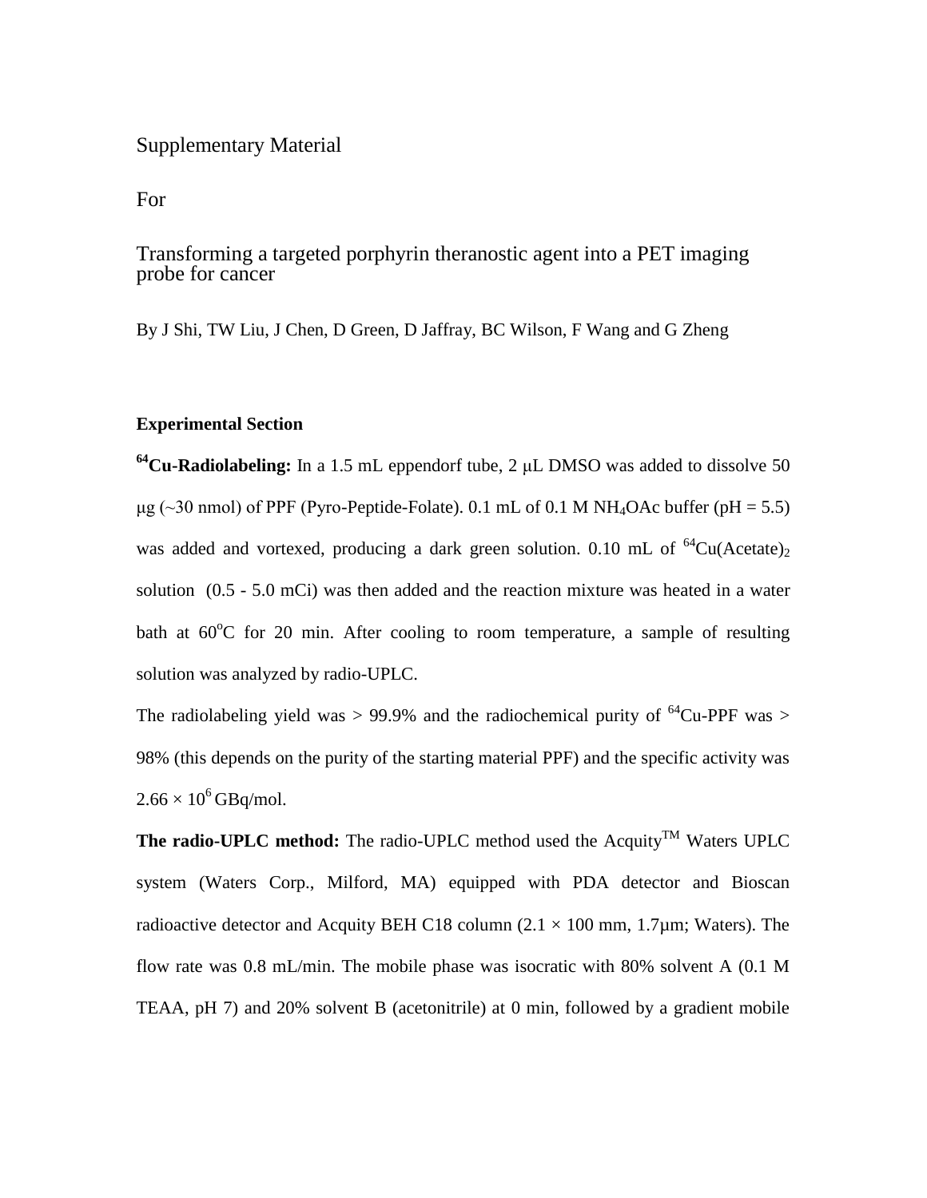Supplementary Material

For

Transforming a targeted porphyrin theranostic agent into a PET imaging probe for cancer

By J Shi, TW Liu, J Chen, D Green, D Jaffray, BC Wilson, F Wang and G Zheng

**Experimental Section**

**$^{64}$Cu-Radiolabeling:** In a 1.5 mL eppendorf tube, 2 μL DMSO was added to dissolve 50 μg (~30 nmol) of PPF (Pyro-Peptide-Folate). 0.1 mL of 0.1 M $NH_4OAc$ buffer (pH = 5.5) was added and vortexed, producing a dark green solution. 0.10 mL of $^{64}Cu(Acetate)_2$ solution (0.5 - 5.0 mCi) was then added and the reaction mixture was heated in a water bath at 60$^{o}$C for 20 min. After cooling to room temperature, a sample of resulting solution was analyzed by radio-UPLC.

The radiolabeling yield was > 99.9% and the radiochemical purity of $^{64}$Cu-PPF was > 98% (this depends on the purity of the starting material PPF) and the specific activity was $2.66 \times 10^6$ GBq/mol.

**The radio-UPLC method:** The radio-UPLC method used the Acquity$^{TM}$ Waters UPLC system (Waters Corp., Milford, MA) equipped with PDA detector and Bioscan radioactive detector and Acquity BEH C18 column (2.1 × 100 mm, 1.7μm; Waters). The flow rate was 0.8 mL/min. The mobile phase was isocratic with 80% solvent A (0.1 M TEAA, pH 7) and 20% solvent B (acetonitrile) at 0 min, followed by a gradient mobile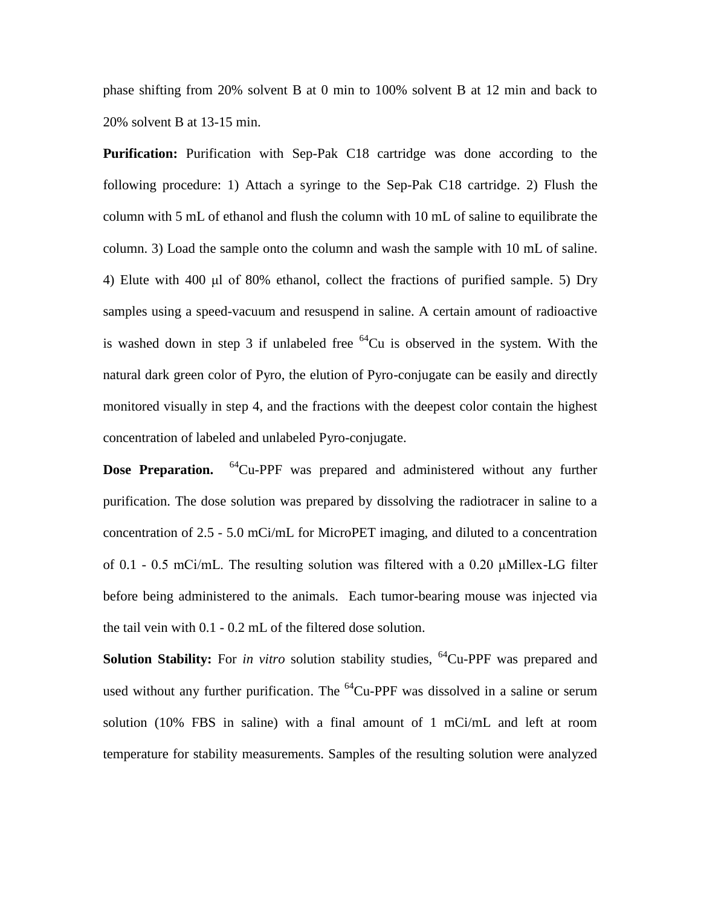phase shifting from 20% solvent B at 0 min to 100% solvent B at 12 min and back to 20% solvent B at 13-15 min.

**Purification:** Purification with Sep-Pak C18 cartridge was done according to the following procedure: 1) Attach a syringe to the Sep-Pak C18 cartridge. 2) Flush the column with 5 mL of ethanol and flush the column with 10 mL of saline to equilibrate the column. 3) Load the sample onto the column and wash the sample with 10 mL of saline. 4) Elute with 400 μl of 80% ethanol, collect the fractions of purified sample. 5) Dry samples using a speed-vacuum and resuspend in saline. A certain amount of radioactive is washed down in step 3 if unlabeled free $^{64}$Cu is observed in the system. With the natural dark green color of Pyro, the elution of Pyro-conjugate can be easily and directly monitored visually in step 4, and the fractions with the deepest color contain the highest concentration of labeled and unlabeled Pyro-conjugate.

**Dose Preparation.** $^{64}$Cu-PPF was prepared and administered without any further purification. The dose solution was prepared by dissolving the radiotracer in saline to a concentration of 2.5 - 5.0 mCi/mL for MicroPET imaging, and diluted to a concentration of 0.1 - 0.5 mCi/mL. The resulting solution was filtered with a 0.20 μMillex-LG filter before being administered to the animals. Each tumor-bearing mouse was injected via the tail vein with 0.1 - 0.2 mL of the filtered dose solution.

**Solution Stability:** For *in vitro* solution stability studies, $^{64}$Cu-PPF was prepared and used without any further purification. The $^{64}$Cu-PPF was dissolved in a saline or serum solution (10% FBS in saline) with a final amount of 1 mCi/mL and left at room temperature for stability measurements. Samples of the resulting solution were analyzed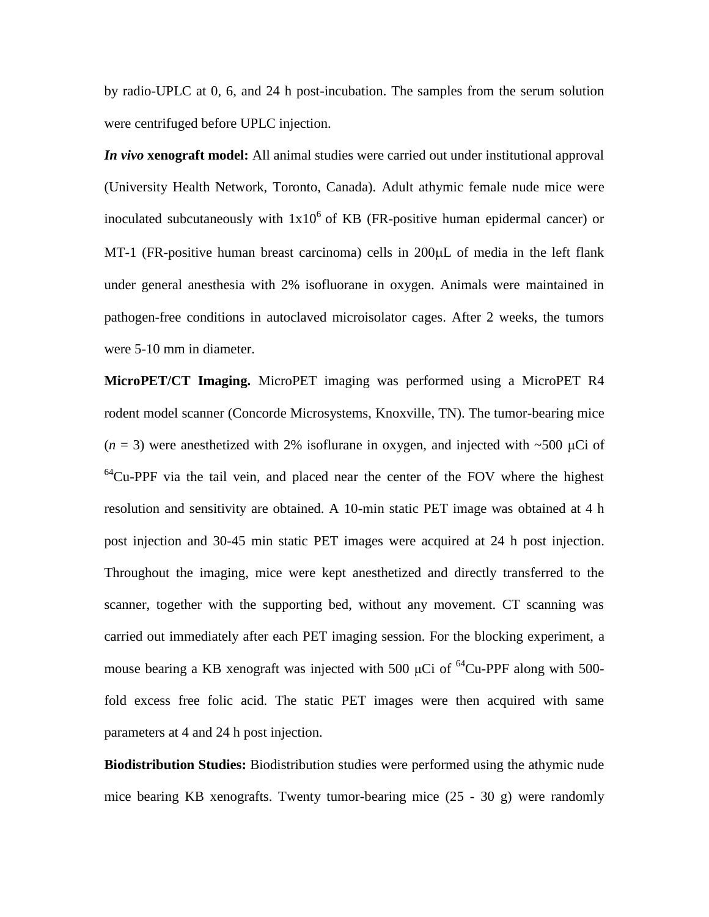by radio-UPLC at 0, 6, and 24 h post-incubation. The samples from the serum solution were centrifuged before UPLC injection.

***In vivo* xenograft model:** All animal studies were carried out under institutional approval (University Health Network, Toronto, Canada). Adult athymic female nude mice were inoculated subcutaneously with $1x10^6$ of KB (FR-positive human epidermal cancer) or MT-1 (FR-positive human breast carcinoma) cells in 200μL of media in the left flank under general anesthesia with 2% isofluorane in oxygen. Animals were maintained in pathogen-free conditions in autoclaved microisolator cages. After 2 weeks, the tumors were 5-10 mm in diameter.

**MicroPET/CT Imaging.** MicroPET imaging was performed using a MicroPET R4 rodent model scanner (Concorde Microsystems, Knoxville, TN). The tumor-bearing mice ($n$ = 3) were anesthetized with 2% isoflurane in oxygen, and injected with ~500 μCi of $^{64}$Cu-PPF via the tail vein, and placed near the center of the FOV where the highest resolution and sensitivity are obtained. A 10-min static PET image was obtained at 4 h post injection and 30-45 min static PET images were acquired at 24 h post injection. Throughout the imaging, mice were kept anesthetized and directly transferred to the scanner, together with the supporting bed, without any movement. CT scanning was carried out immediately after each PET imaging session. For the blocking experiment, a mouse bearing a KB xenograft was injected with 500 μCi of $^{64}$Cu-PPF along with 500-fold excess free folic acid. The static PET images were then acquired with same parameters at 4 and 24 h post injection.

**Biodistribution Studies:** Biodistribution studies were performed using the athymic nude mice bearing KB xenografts. Twenty tumor-bearing mice (25 - 30 g) were randomly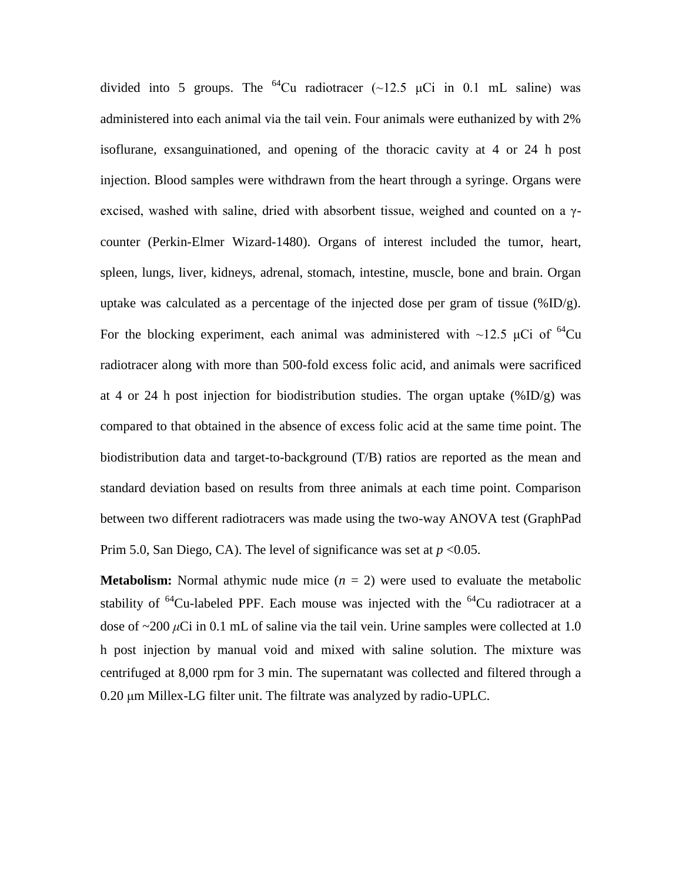divided into 5 groups. The $^{64}Cu$ radiotracer (~12.5 μCi in 0.1 mL saline) was administered into each animal via the tail vein. Four animals were euthanized by with 2% isoflurane, exsanguinationed, and opening of the thoracic cavity at 4 or 24 h post injection. Blood samples were withdrawn from the heart through a syringe. Organs were excised, washed with saline, dried with absorbent tissue, weighed and counted on a γ-counter (Perkin-Elmer Wizard-1480). Organs of interest included the tumor, heart, spleen, lungs, liver, kidneys, adrenal, stomach, intestine, muscle, bone and brain. Organ uptake was calculated as a percentage of the injected dose per gram of tissue (%ID/g). For the blocking experiment, each animal was administered with ~12.5 μCi of $^{64}Cu$ radiotracer along with more than 500-fold excess folic acid, and animals were sacrificed at 4 or 24 h post injection for biodistribution studies. The organ uptake (%ID/g) was compared to that obtained in the absence of excess folic acid at the same time point. The biodistribution data and target-to-background (T/B) ratios are reported as the mean and standard deviation based on results from three animals at each time point. Comparison between two different radiotracers was made using the two-way ANOVA test (GraphPad Prim 5.0, San Diego, CA). The level of significance was set at $p < 0.05$.

**Metabolism:** Normal athymic nude mice ($n = 2$) were used to evaluate the metabolic stability of $^{64}Cu$-labeled PPF. Each mouse was injected with the $^{64}Cu$ radiotracer at a dose of ~200 $\mu$Ci in 0.1 mL of saline via the tail vein. Urine samples were collected at 1.0 h post injection by manual void and mixed with saline solution. The mixture was centrifuged at 8,000 rpm for 3 min. The supernatant was collected and filtered through a 0.20 μm Millex-LG filter unit. The filtrate was analyzed by radio-UPLC.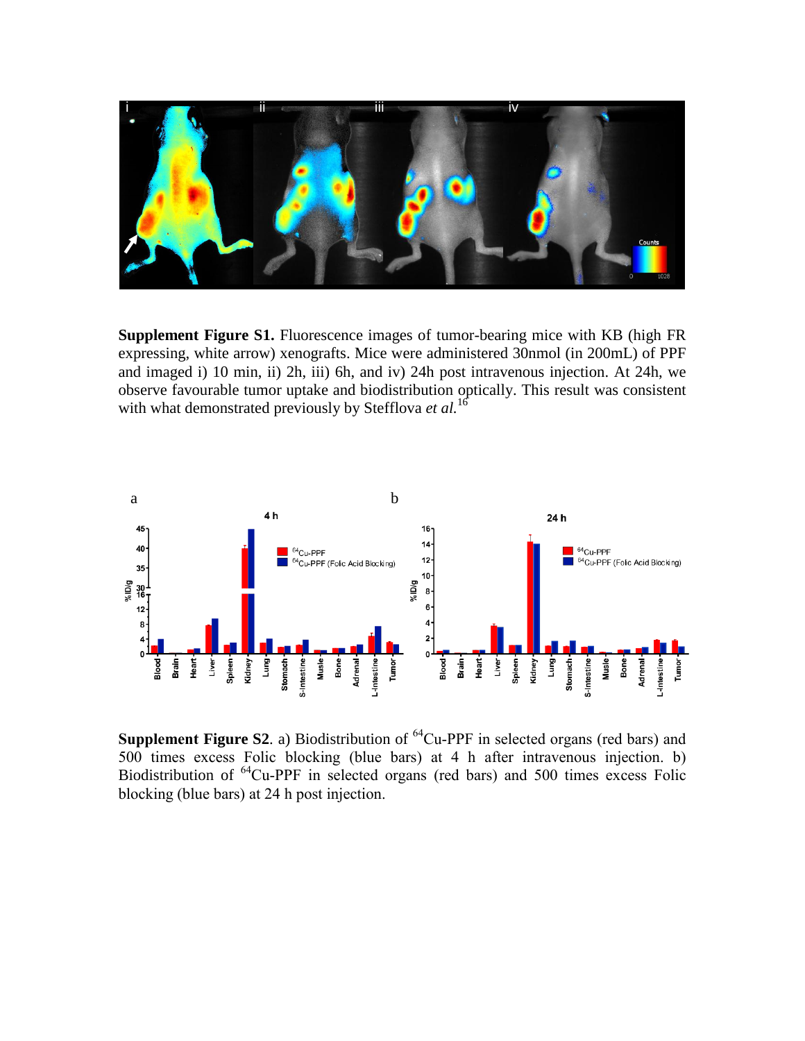**Supplement Figure S1.** Fluorescence images of tumor-bearing mice with KB (high FR expressing, white arrow) xenografts. Mice were administered 30nmol (in 200mL) of PPF and imaged i) 10 min, ii) 2h, iii) 6h, and iv) 24h post intravenous injection. At 24h, we observe favourable tumor uptake and biodistribution optically. This result was consistent with what demonstrated previously by Stefflova *et al.*[16]

**Supplement Figure S2**. a) Biodistribution of $^{64}$Cu-PPF in selected organs (red bars) and 500 times excess Folic blocking (blue bars) at 4 h after intravenous injection. b) Biodistribution of $^{64}$Cu-PPF in selected organs (red bars) and 500 times excess Folic blocking (blue bars) at 24 h post injection.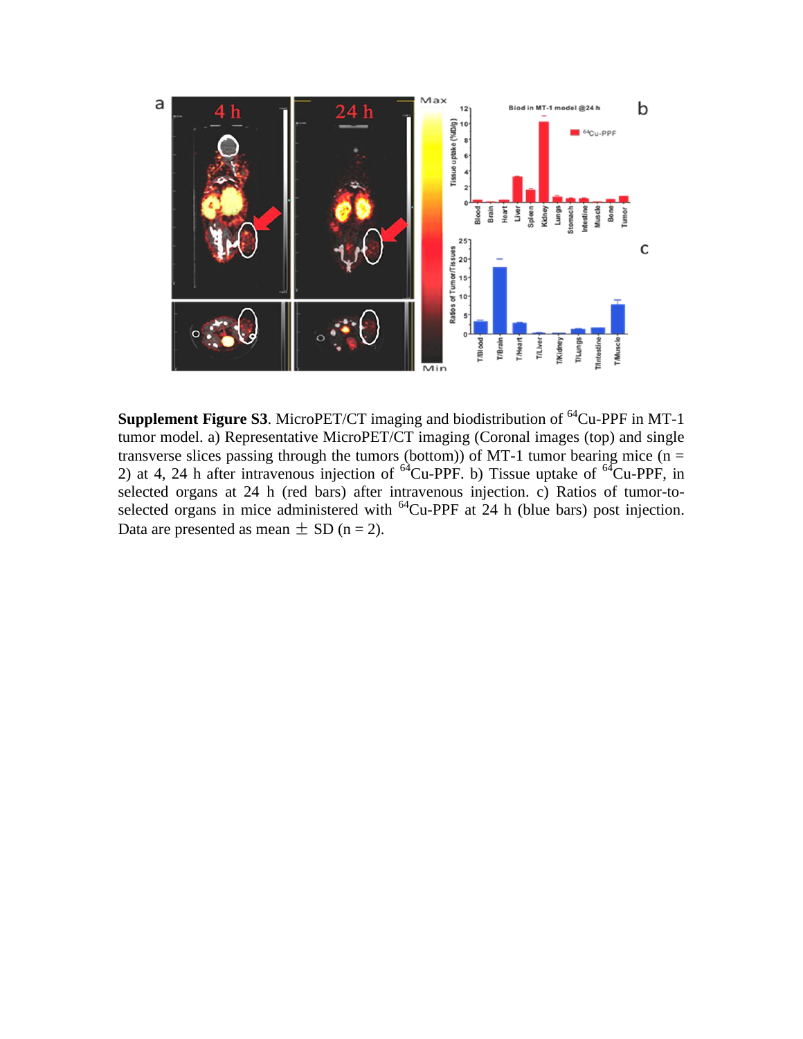a

4 h

24 h

Max

Min

b

Biod in MT-1 model @24 h

$^{64}$Cu-PPF

Tissue uptake (%ID/g)

0
2
4
6
8
10
12

Blood
Brain
Heart
Liver
Spleen
Kidney
Lungs
Stomach
Intestine
Muscle
Bone
Tumor

c

Ratios of Tumor/Tissues

0
5
10
15
20
25

T/Blood
T/Brain
T/Heart
T/Liver
T/Kidney
T/Lungs
T/Intestine
T/Muscle

**Supplement Figure S3**. MicroPET/CT imaging and biodistribution of $^{64}$Cu-PPF in MT-1 tumor model. a) Representative MicroPET/CT imaging (Coronal images (top) and single transverse slices passing through the tumors (bottom)) of MT-1 tumor bearing mice (n = 2) at 4, 24 h after intravenous injection of $^{64}$Cu-PPF. b) Tissue uptake of $^{64}$Cu-PPF, in selected organs at 24 h (red bars) after intravenous injection. c) Ratios of tumor-to-selected organs in mice administered with $^{64}$Cu-PPF at 24 h (blue bars) post injection. Data are presented as mean ± SD (n = 2).